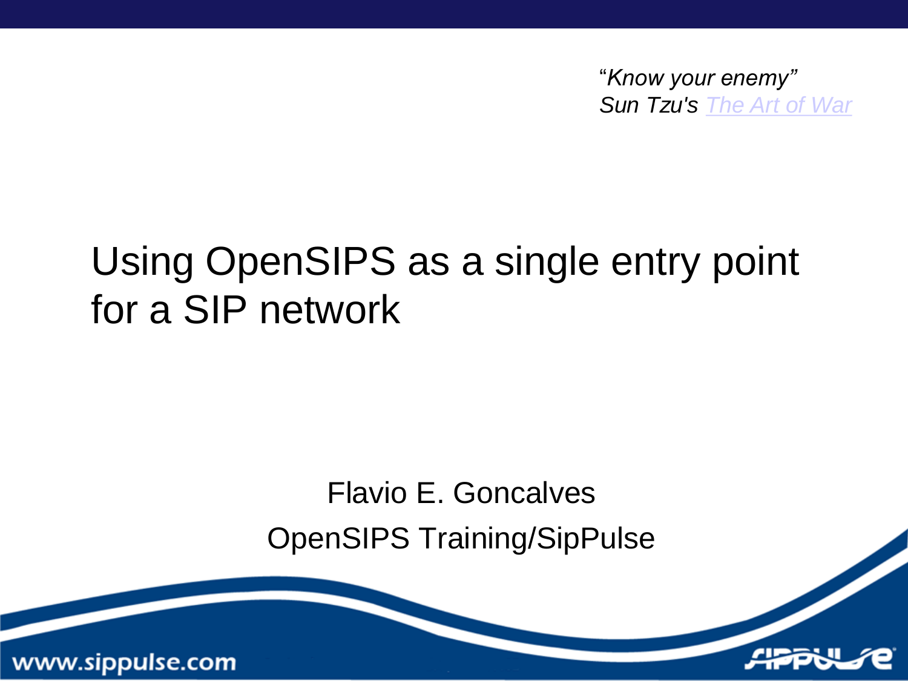*"Know your enemy"*
*Sun Tzu's [The Art of War]*

# Using OpenSIPS as a single entry point for a SIP network

Flavio E. Goncalves

OpenSIPS Training/SipPulse

www.sippulse.com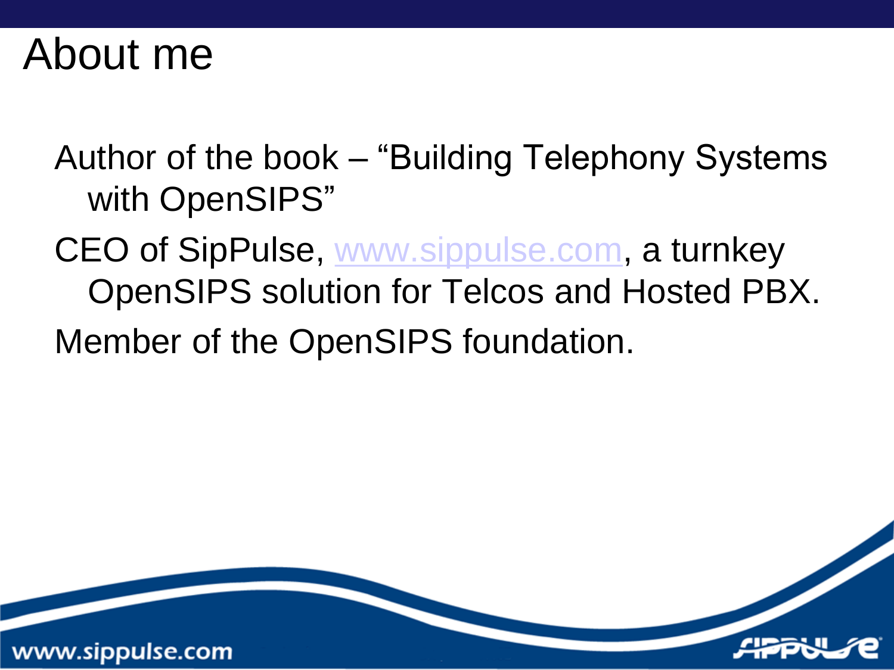# About me

- Author of the book – "Building Telephony Systems with OpenSIPS"
- CEO of SipPulse, www.sippulse.com, a turnkey OpenSIPS solution for Telcos and Hosted PBX.
- Member of the OpenSIPS foundation.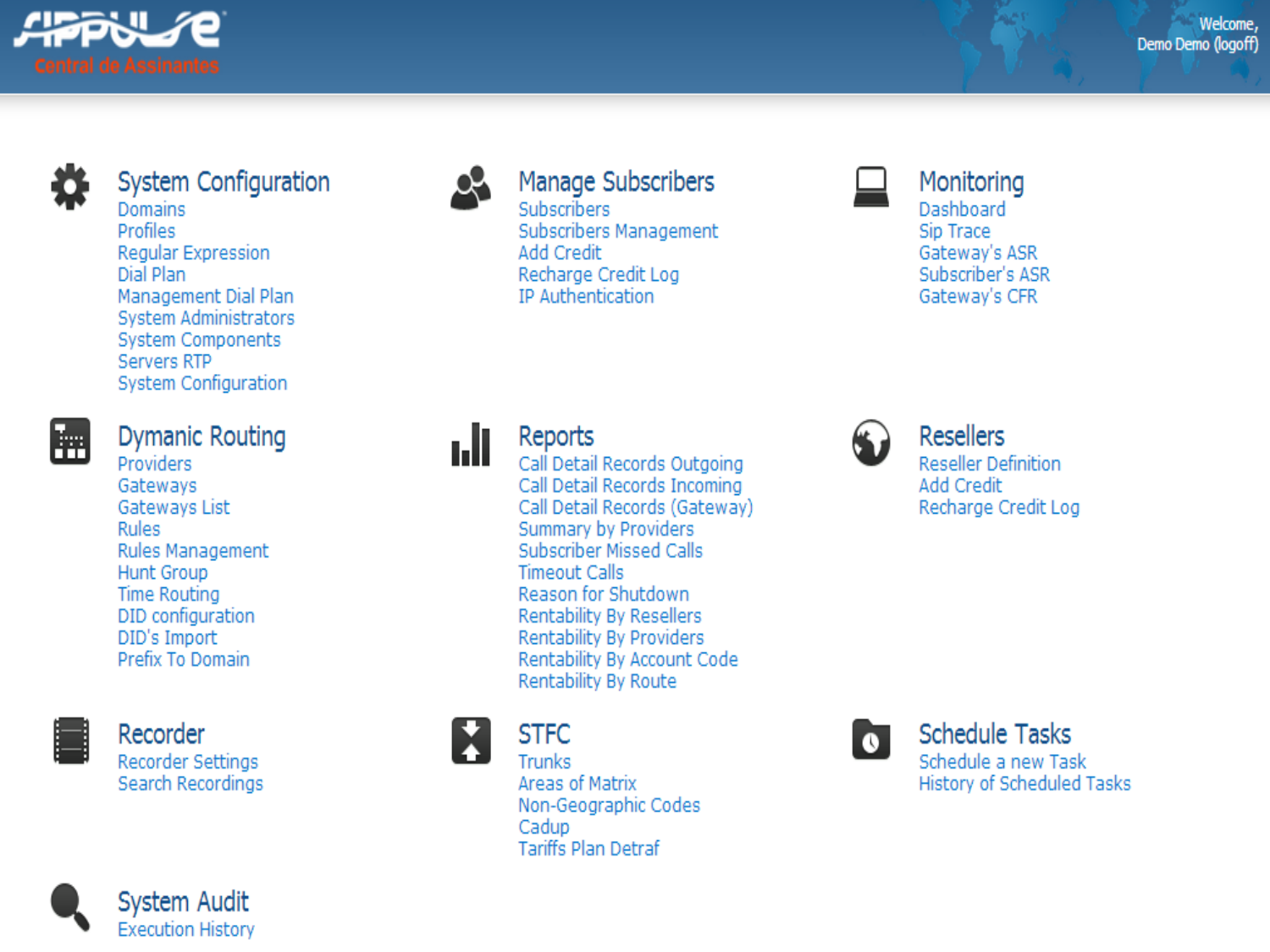Central de Assinantes

Welcome,
Demo Demo (logoff)

## System Configuration

- Domains
- Profiles
- Regular Expression
- Dial Plan
- Management Dial Plan
- System Administrators
- System Components
- Servers RTP
- System Configuration

## Manage Subscribers

- Subscribers
- Subscribers Management
- Add Credit
- Recharge Credit Log
- IP Authentication

## Monitoring

- Dashboard
- Sip Trace
- Gateway's ASR
- Subscriber's ASR
- Gateway's CFR

## Dymamic Routing

- Providers
- Gateways
- Gateways List
- Rules
- Rules Management
- Hunt Group
- Time Routing
- DID configuration
- DID's Import
- Prefix To Domain

## Reports

- Call Detail Records Outgoing
- Call Detail Records Incoming
- Call Detail Records (Gateway)
- Summary by Providers
- Subscriber Missed Calls
- Timeout Calls
- Reason for Shutdown
- Rentability By Resellers
- Rentability By Providers
- Rentability By Account Code
- Rentability By Route

## Resellers

- Reseller Definition
- Add Credit
- Recharge Credit Log

## Recorder

- Recorder Settings
- Search Recordings

## STFC

- Trunks
- Areas of Matrix
- Non-Geographic Codes
- Cadup
- Tariffs Plan Detraf

## Schedule Tasks

- Schedule a new Task
- History of Scheduled Tasks

## System Audit

- Execution History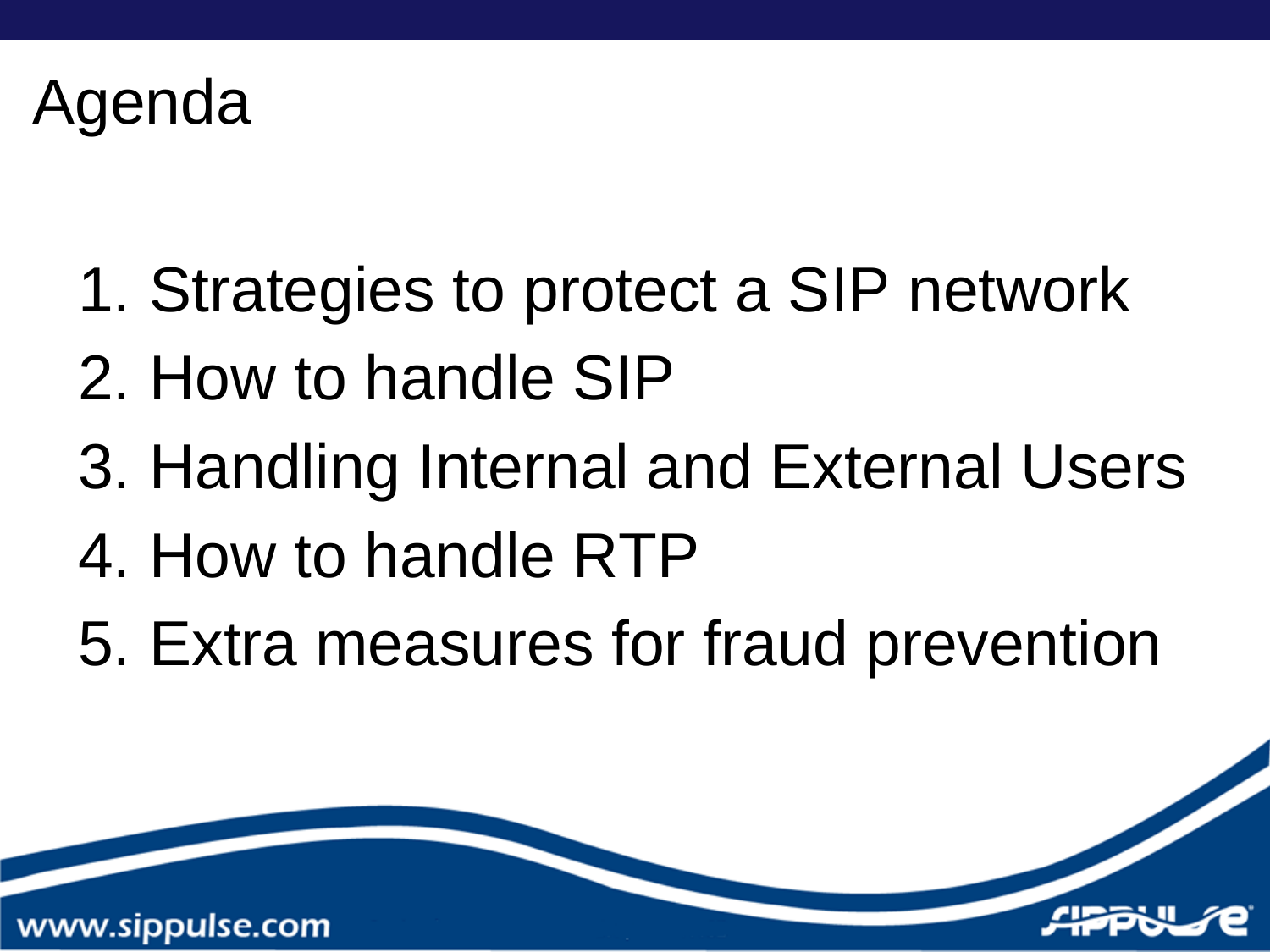# Agenda

1. Strategies to protect a SIP network
2. How to handle SIP
3. Handling Internal and External Users
4. How to handle RTP
5. Extra measures for fraud prevention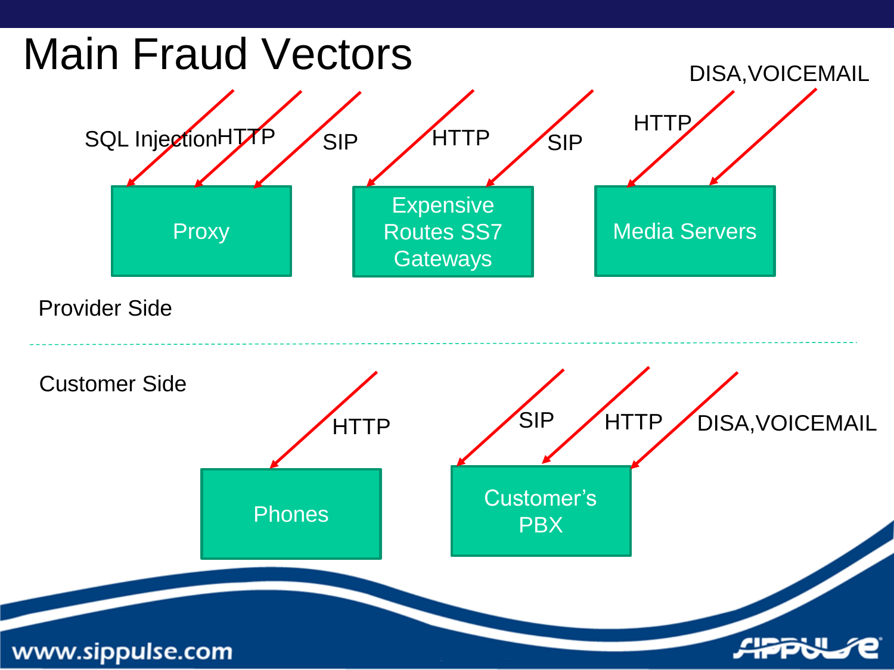# Main Fraud Vectors

## Provider Side

- **Proxy**: SQL Injection, HTTP, SIP
- **Expensive Routes SS7 Gateways**: HTTP, SIP
- **Media Servers**: HTTP, DISA,VOICEMAIL

## Customer Side

- **Phones**: HTTP
- **Customer's PBX**: SIP, HTTP, DISA,VOICEMAIL

www.sippulse.com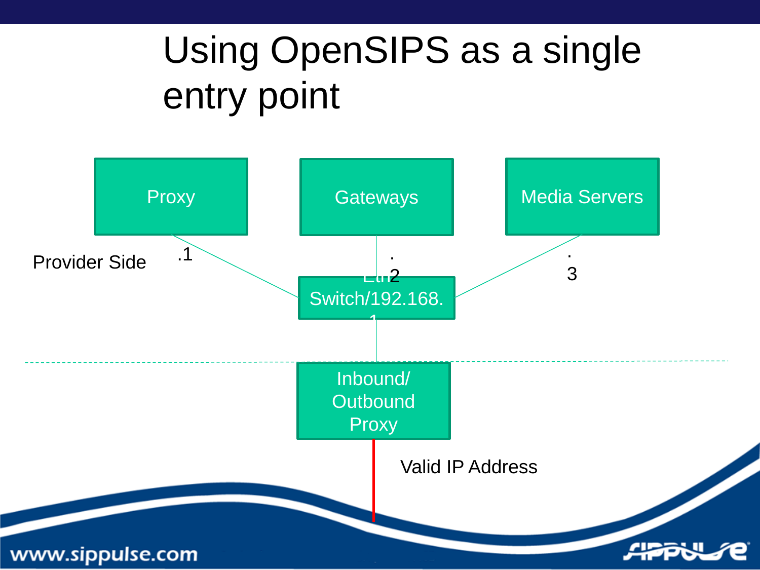# Using OpenSIPS as a single entry point

Proxy

Gateways

Media Servers

Provider Side

.1

.2

.3

Eth2

Switch/192.168.1

Inbound/ Outbound Proxy

Valid IP Address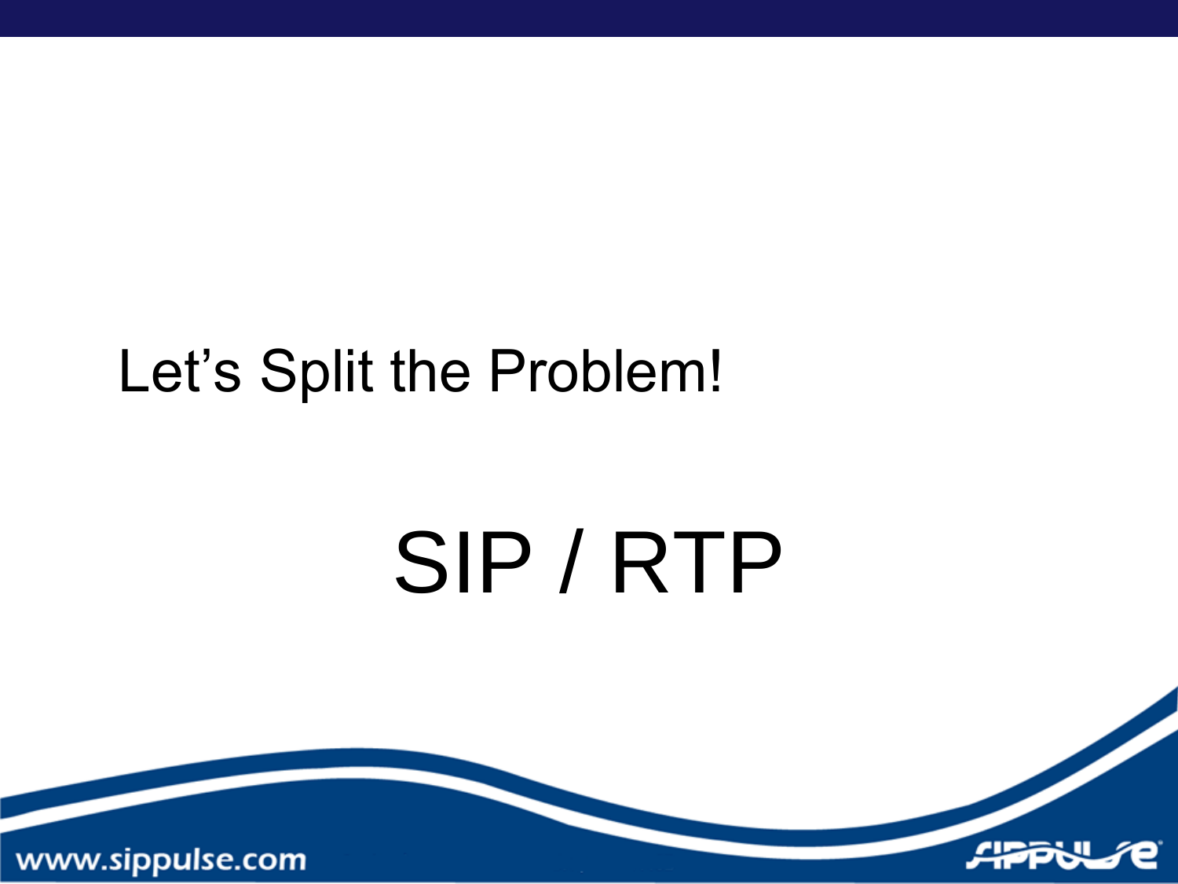Let's Split the Problem!

# SIP / RTP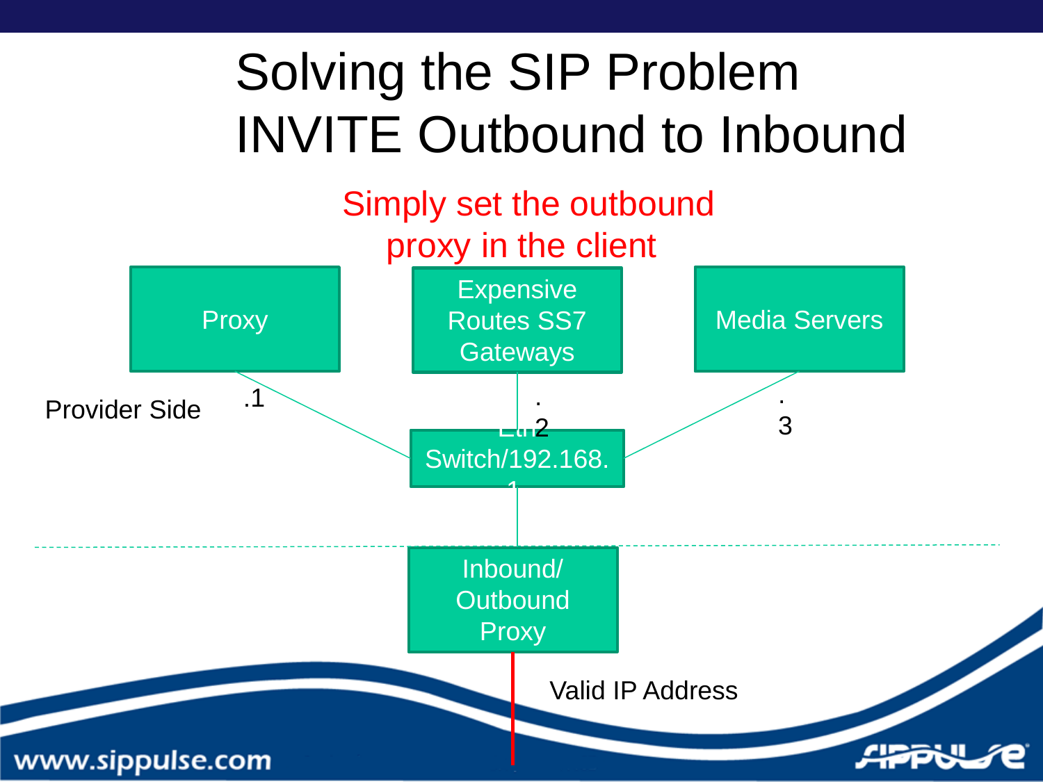# Solving the SIP Problem INVITE Outbound to Inbound

Simply set the outbound proxy in the client

Proxy

Expensive Routes SS7 Gateways

Media Servers

Provider Side

.1

.2

.3

Eth Switch/192.168.1

Inbound/ Outbound Proxy

Valid IP Address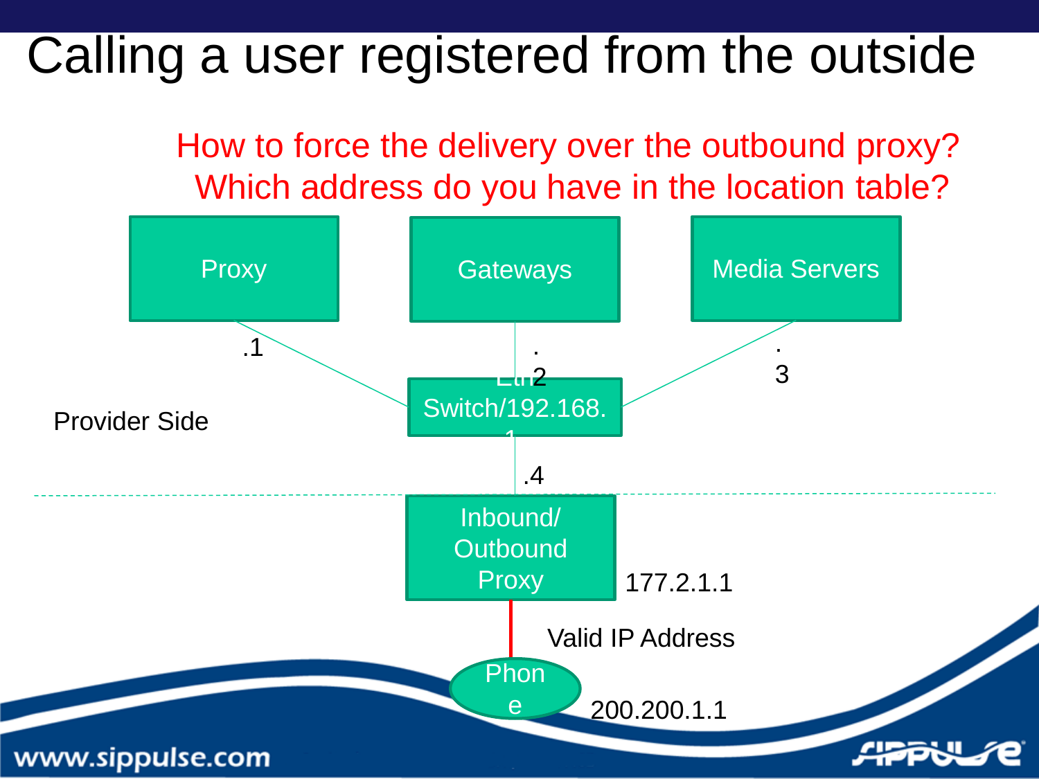# Calling a user registered from the outside

How to force the delivery over the outbound proxy?
Which address do you have in the location table?

Proxy

Gateways

Media Servers

.1

.2

.3

Eth Switch/192.168.1

Provider Side

.4

Inbound/ Outbound Proxy

177.2.1.1

Valid IP Address

Phone

200.200.1.1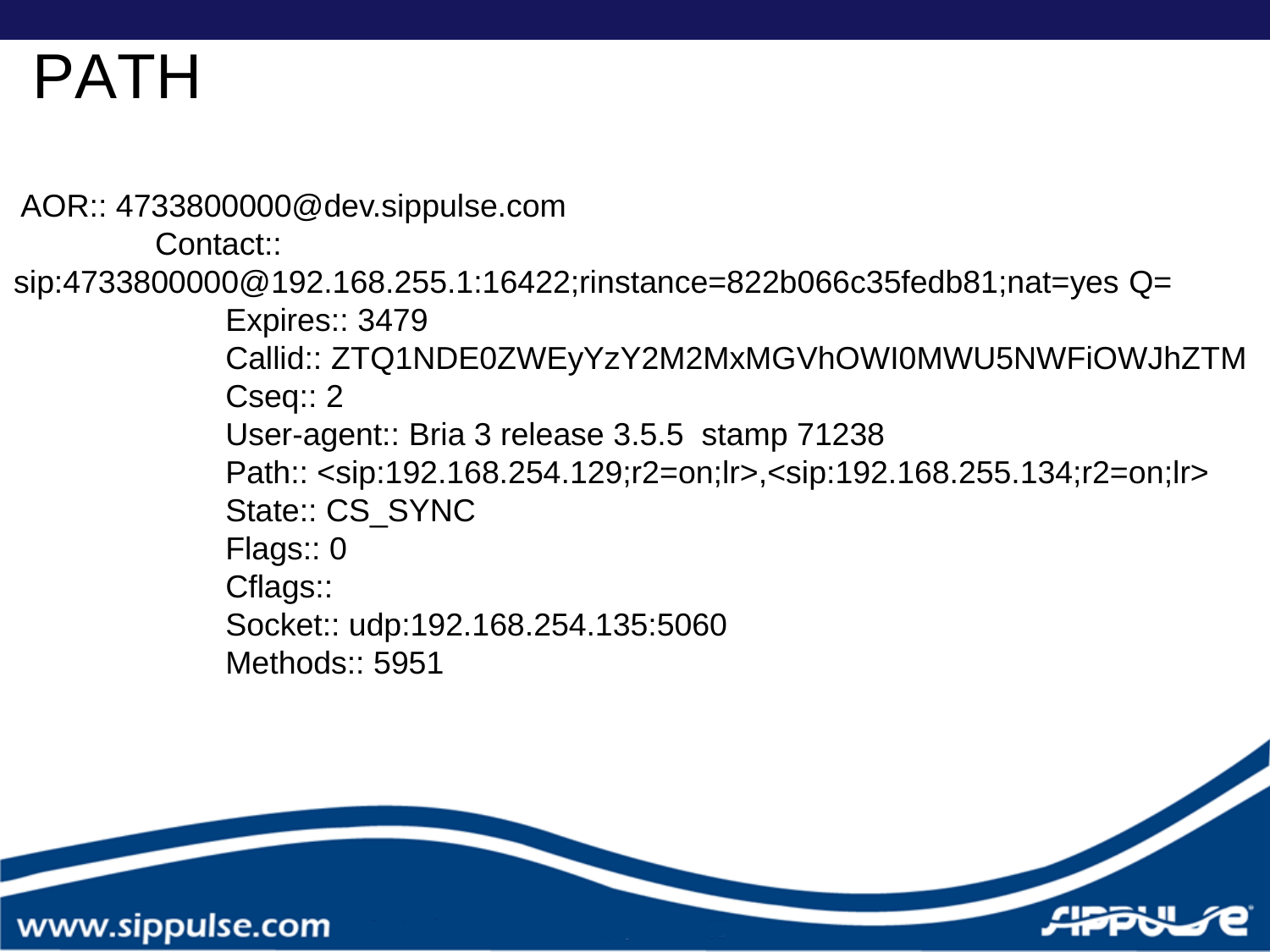# PATH

```
AOR:: 4733800000@dev.sippulse.com
        Contact::
sip:4733800000@192.168.255.1:16422;rinstance=822b066c35fedb81;nat=yes Q=
            Expires:: 3479
            Callid:: ZTQ1NDE0ZWEyYzY2M2MxMGVhOWI0MWU5NWFiOWJhZTM
            Cseq:: 2
            User-agent:: Bria 3 release 3.5.5  stamp 71238
            Path:: <sip:192.168.254.129;r2=on;lr>,<sip:192.168.255.134;r2=on;lr>
            State:: CS_SYNC
            Flags:: 0
            Cflags::
            Socket:: udp:192.168.254.135:5060
            Methods:: 5951
```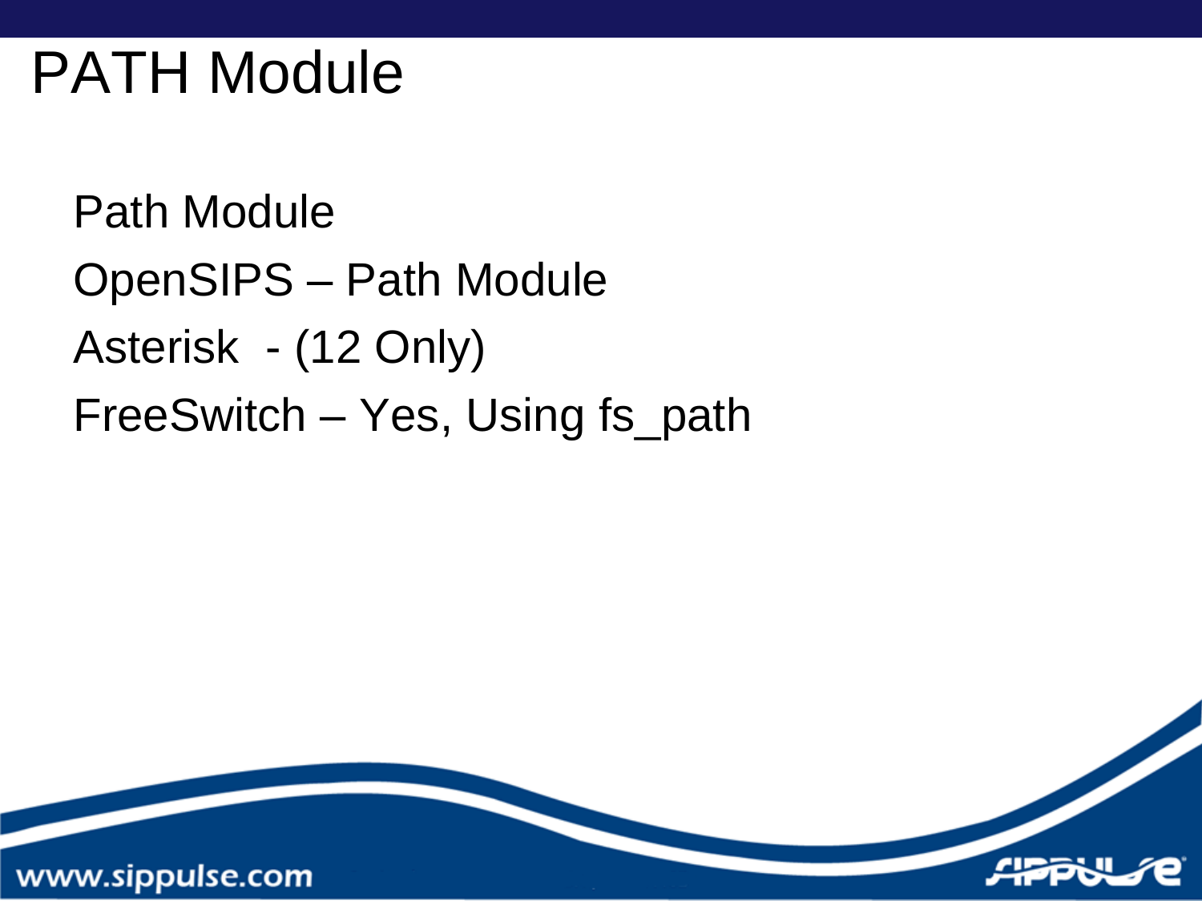# PATH Module

Path Module

OpenSIPS – Path Module

Asterisk  - (12 Only)

FreeSwitch – Yes, Using fs_path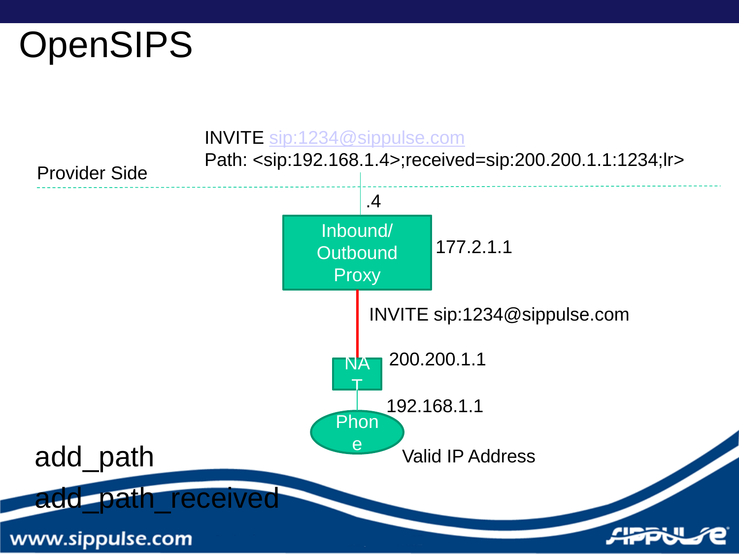# OpenSIPS

INVITE sip:1234@sippulse.com
Path: <sip:192.168.1.4>;received=sip:200.200.1.1:1234;lr>

Provider Side

.4

Inbound/ Outbound Proxy

177.2.1.1

INVITE sip:1234@sippulse.com

NAT

200.200.1.1

192.168.1.1

Phone

Valid IP Address

add_path

add_path_received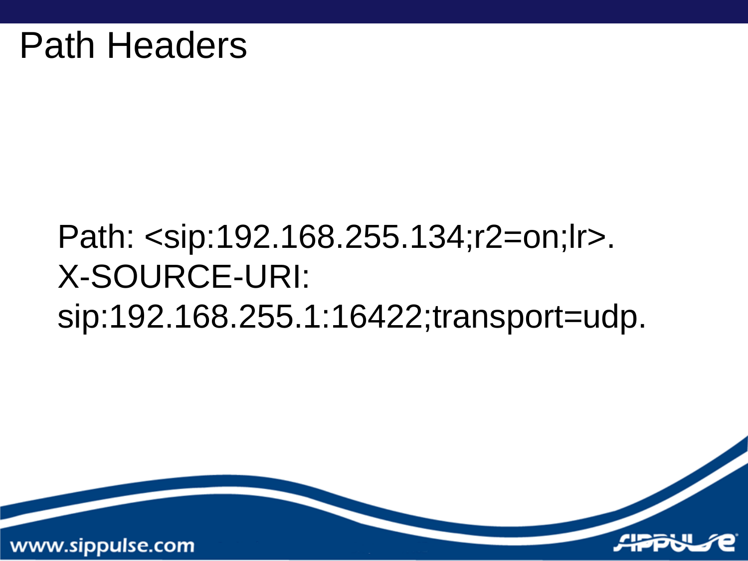# Path Headers

Path: <sip:192.168.255.134;r2=on;lr>.
X-SOURCE-URI:
sip:192.168.255.1:16422;transport=udp.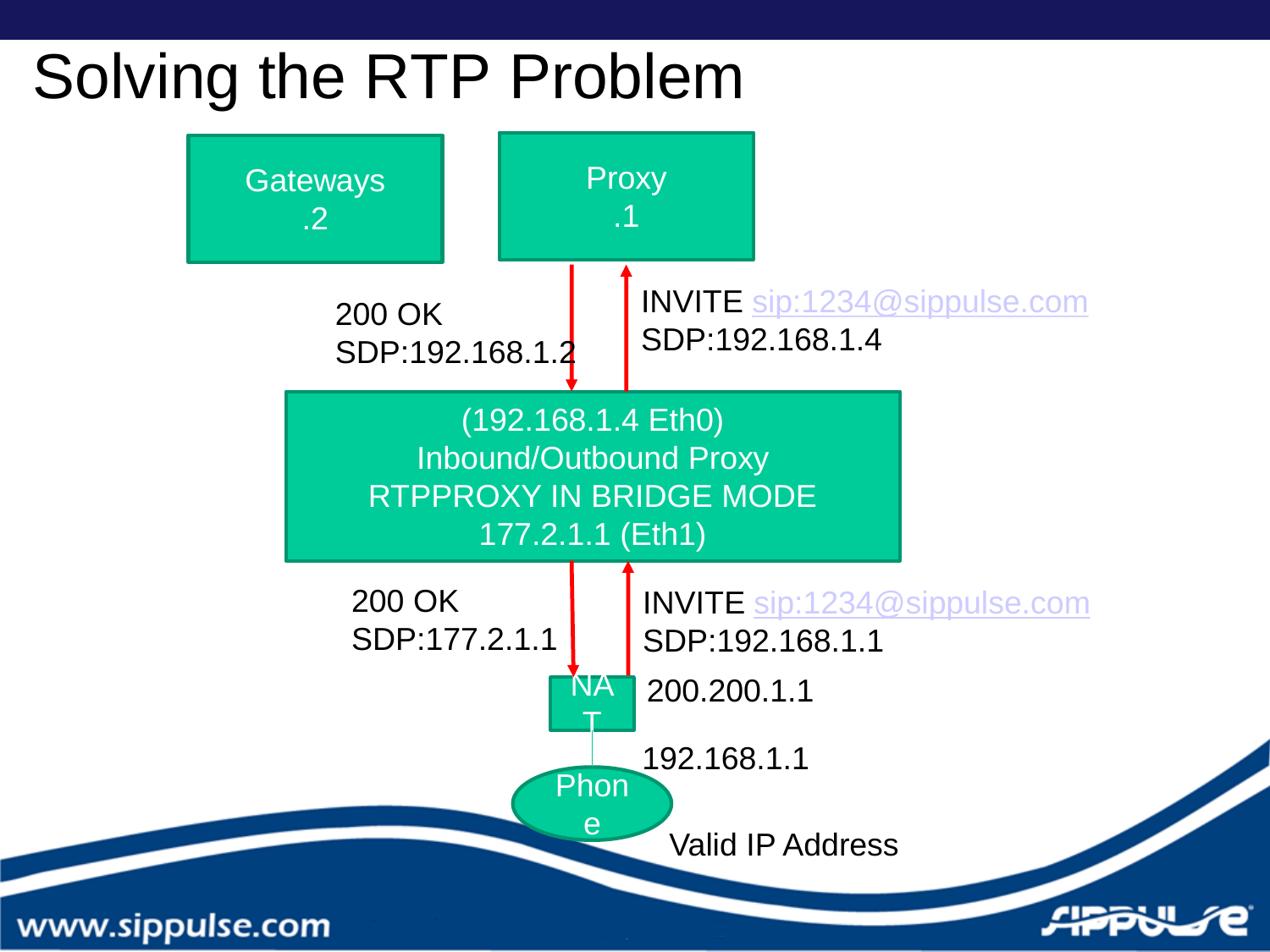# Solving the RTP Problem

Gateways
.2

Proxy
.1

200 OK
SDP:192.168.1.2

INVITE sip:1234@sippulse.com
SDP:192.168.1.4

(192.168.1.4 Eth0)
Inbound/Outbound Proxy
RTPPROXY IN BRIDGE MODE
177.2.1.1 (Eth1)

200 OK
SDP:177.2.1.1

INVITE sip:1234@sippulse.com
SDP:192.168.1.1

NAT

200.200.1.1

192.168.1.1

Phone

Valid IP Address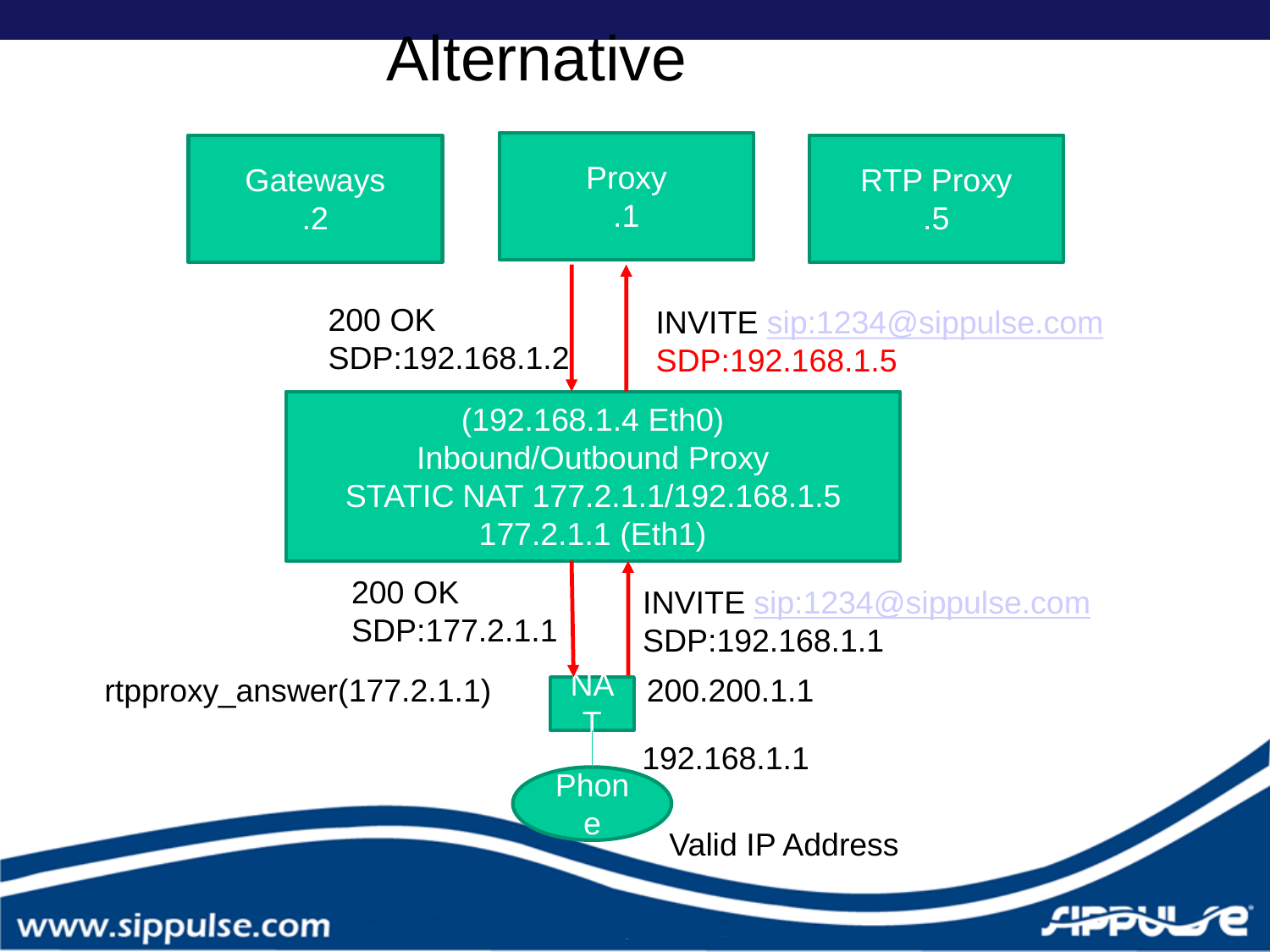# Alternative

Gateways
.2

Proxy
.1

RTP Proxy
.5

200 OK
SDP:192.168.1.2

INVITE sip:1234@sippulse.com
SDP:192.168.1.5

(192.168.1.4 Eth0)
Inbound/Outbound Proxy
STATIC NAT 177.2.1.1/192.168.1.5
177.2.1.1 (Eth1)

200 OK
SDP:177.2.1.1

INVITE sip:1234@sippulse.com
SDP:192.168.1.1

rtpproxy_answer(177.2.1.1)

NAT

200.200.1.1

192.168.1.1

Phone

Valid IP Address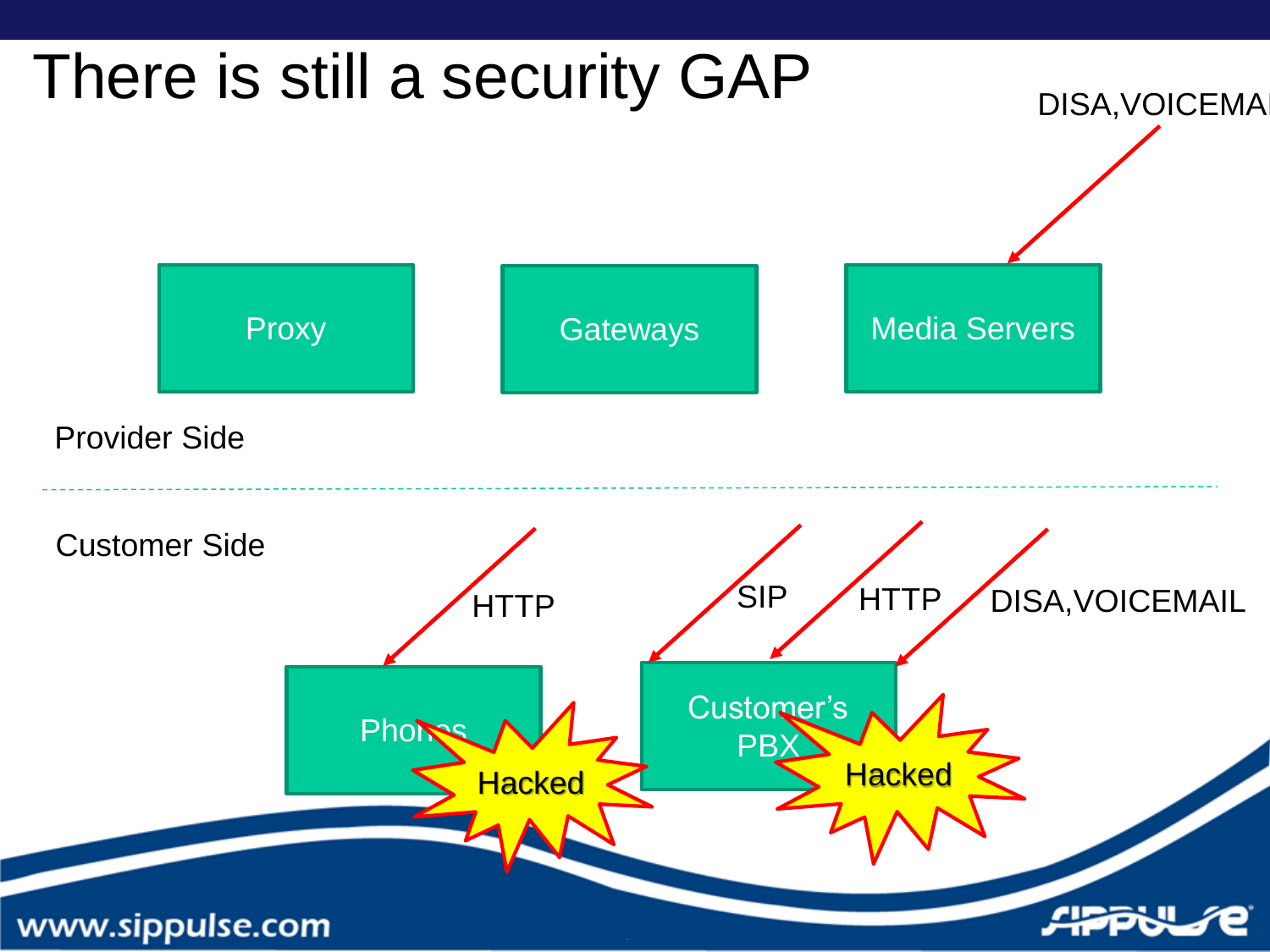# There is still a security GAP

DISA,VOICEMAI

Proxy

Gateways

Media Servers

Provider Side

Customer Side

HTTP

SIP

HTTP

DISA,VOICEMAIL

Phones

Hacked

Customer's PBX

Hacked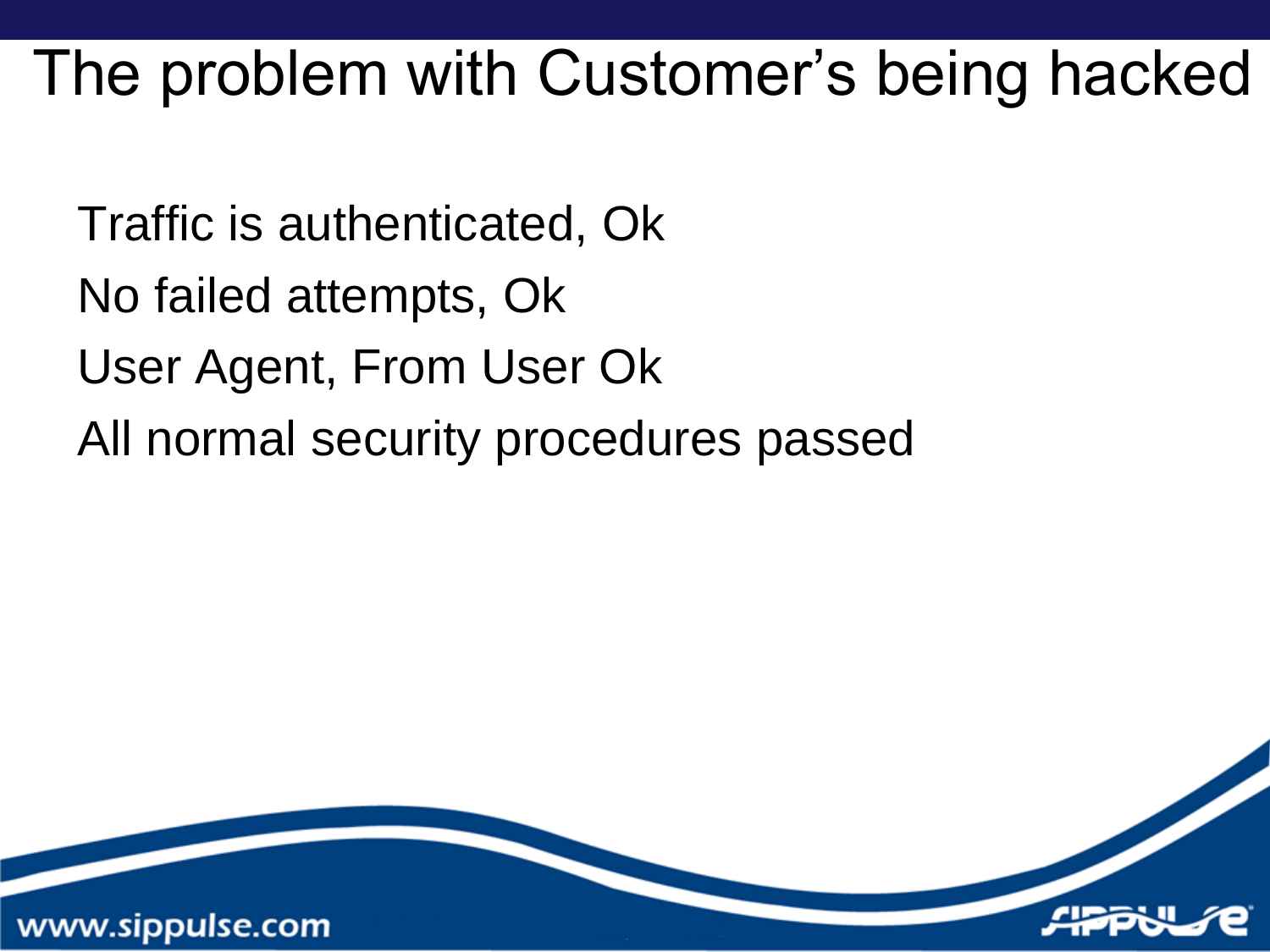# The problem with Customer's being hacked

Traffic is authenticated, Ok

No failed attempts, Ok

User Agent, From User Ok

All normal security procedures passed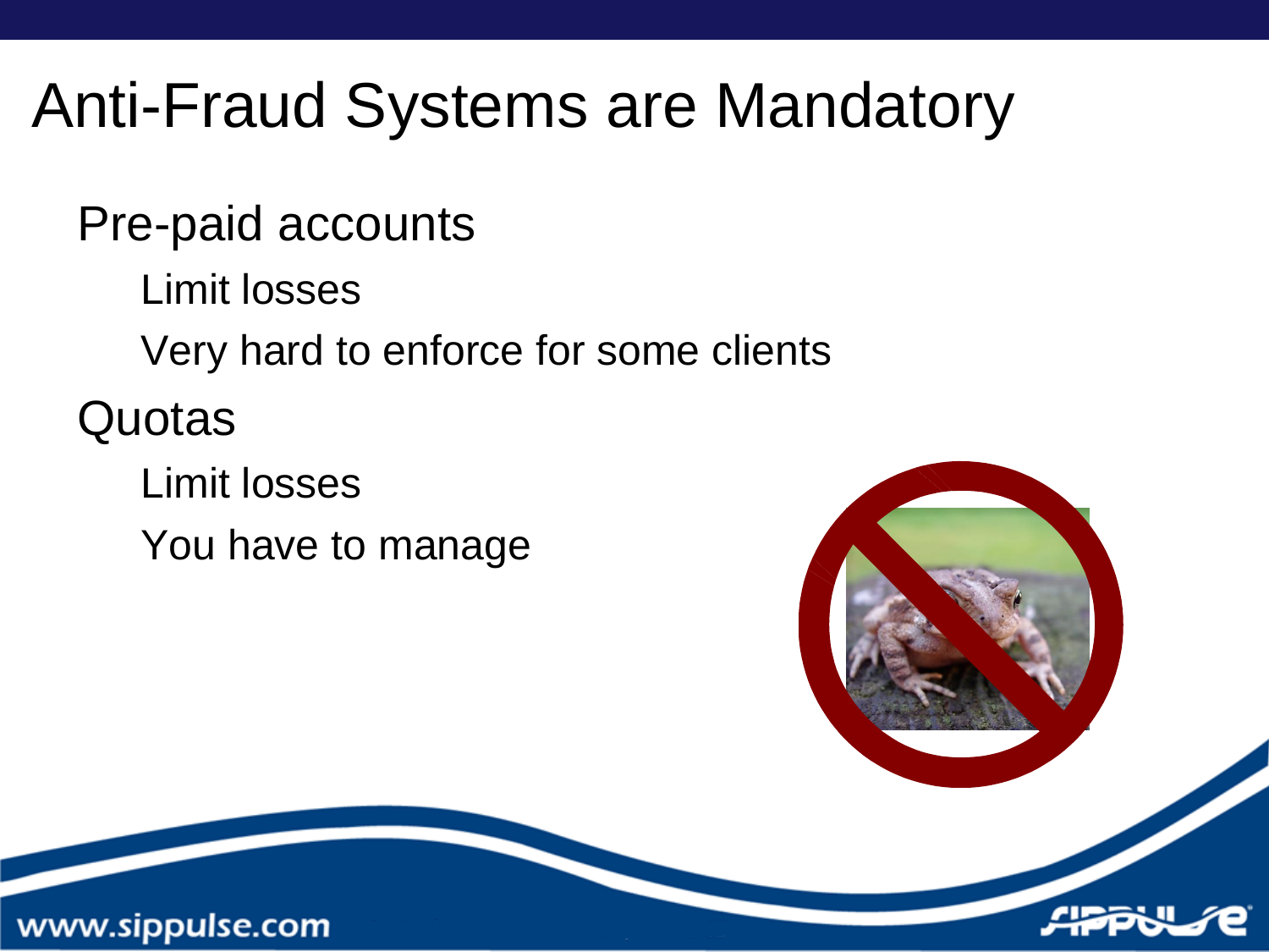# Anti-Fraud Systems are Mandatory

- Pre-paid accounts
  - Limit losses
  - Very hard to enforce for some clients
- Quotas
  - Limit losses
  - You have to manage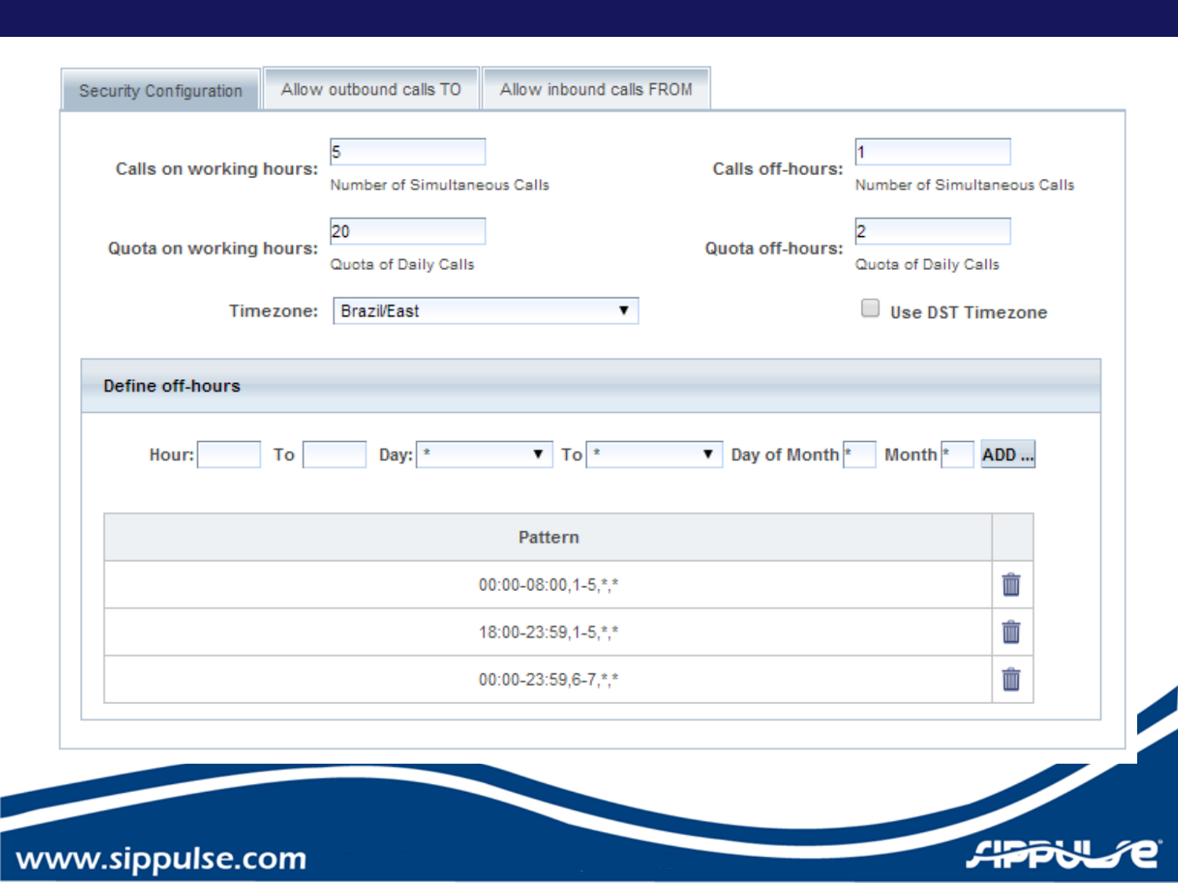Security Configuration | Allow outbound calls TO | Allow inbound calls FROM

**Calls on working hours:** 5
Number of Simultaneous Calls

**Calls off-hours:** 1
Number of Simultaneous Calls

**Quota on working hours:** 20
Quota of Daily Calls

**Quota off-hours:** 2
Quota of Daily Calls

**Timezone:** Brazil/East

☐ Use DST Timezone

**Define off-hours**

Hour: ___ To ___ Day: * To * Day of Month * Month * ADD ...

| Pattern | |
|---|---|
| 00:00-08:00,1-5,*,* | |
| 18:00-23:59,1-5,*,* | |
| 00:00-23:59,6-7,*,* | |

www.sippulse.com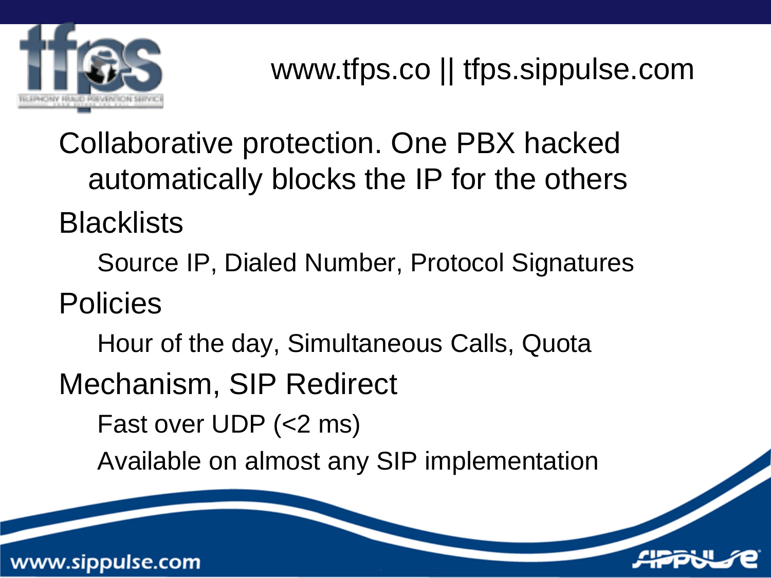www.tfps.co || tfps.sippulse.com

- Collaborative protection. One PBX hacked automatically blocks the IP for the others
- Blacklists
  - Source IP, Dialed Number, Protocol Signatures
- Policies
  - Hour of the day, Simultaneous Calls, Quota
- Mechanism, SIP Redirect
  - Fast over UDP (<2 ms)
  - Available on almost any SIP implementation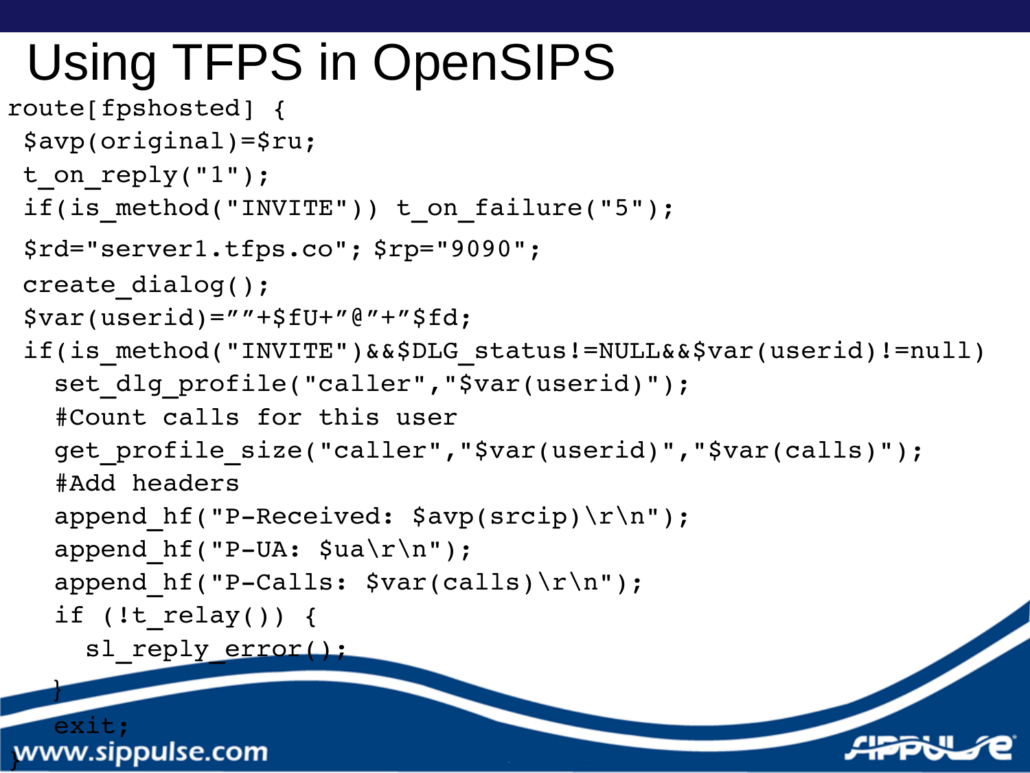# Using TFPS in OpenSIPS

```
route[fpshosted] {
 $avp(original)=$ru;
 t_on_reply("1");
 if(is_method("INVITE")) t_on_failure("5");
 $rd="server1.tfps.co"; $rp="9090";
 create_dialog();
 $var(userid)=""+$fU+"@"+"$fd;
 if(is_method("INVITE")&&$DLG_status!=NULL&&$var(userid)!=null)
   set_dlg_profile("caller","$var(userid)");
   #Count calls for this user
   get_profile_size("caller","$var(userid)","$var(calls)");
   #Add headers
   append_hf("P-Received: $avp(srcip)\r\n");
   append_hf("P-UA: $ua\r\n");
   append_hf("P-Calls: $var(calls)\r\n");
   if (!t_relay()) {
     sl_reply_error();
   }
   exit;
}
```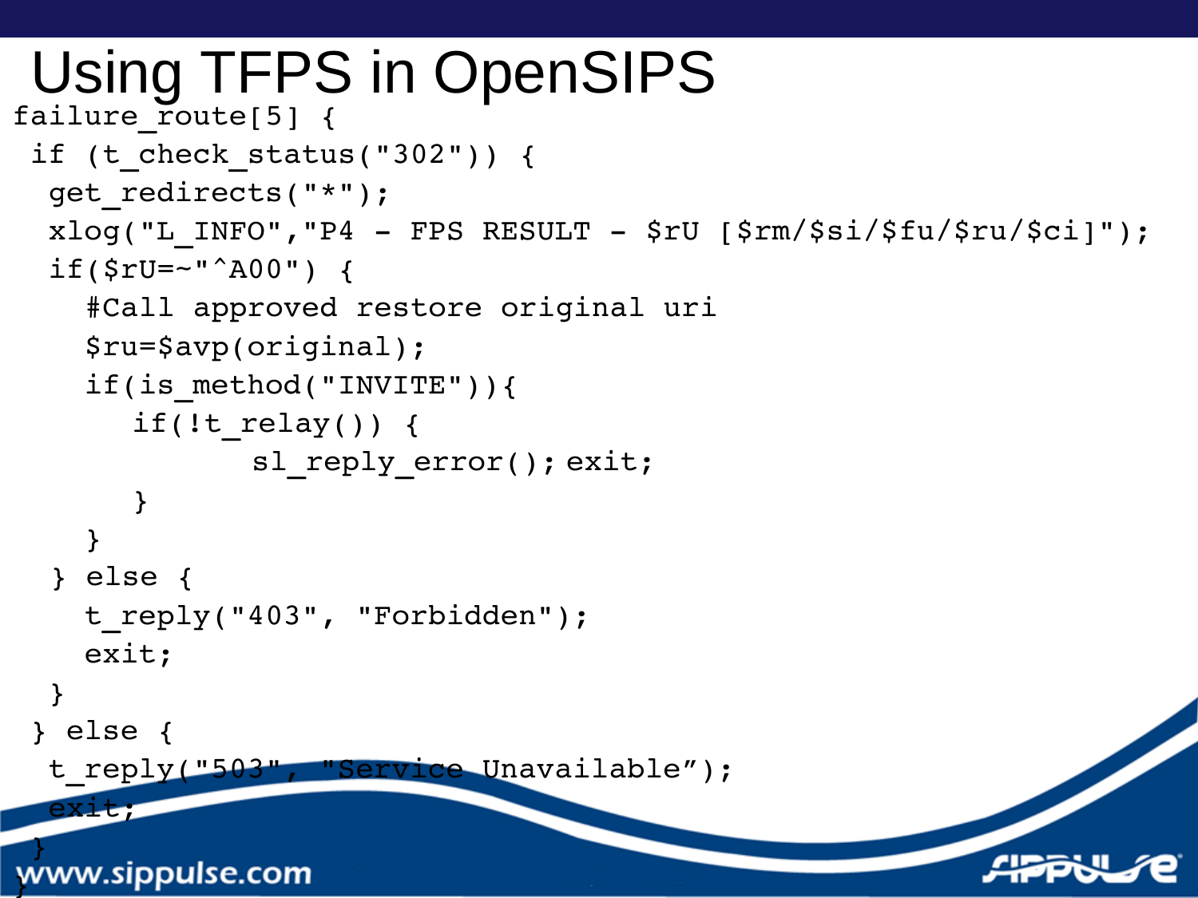# Using TFPS in OpenSIPS

```
failure_route[5] {
 if (t_check_status("302")) {
  get_redirects("*");
  xlog("L_INFO","P4 - FPS RESULT - $rU [$rm/$si/$fu/$ru/$ci]");
  if($rU=~"^A00") {
    #Call approved restore original uri
    $ru=$avp(original);
    if(is_method("INVITE")){
       if(!t_relay()) {
              sl_reply_error(); exit;
       }
    }
  } else {
    t_reply("403", "Forbidden");
    exit;
  }
 } else {
  t_reply("503", "Service Unavailable”);
  exit;
 }
}
```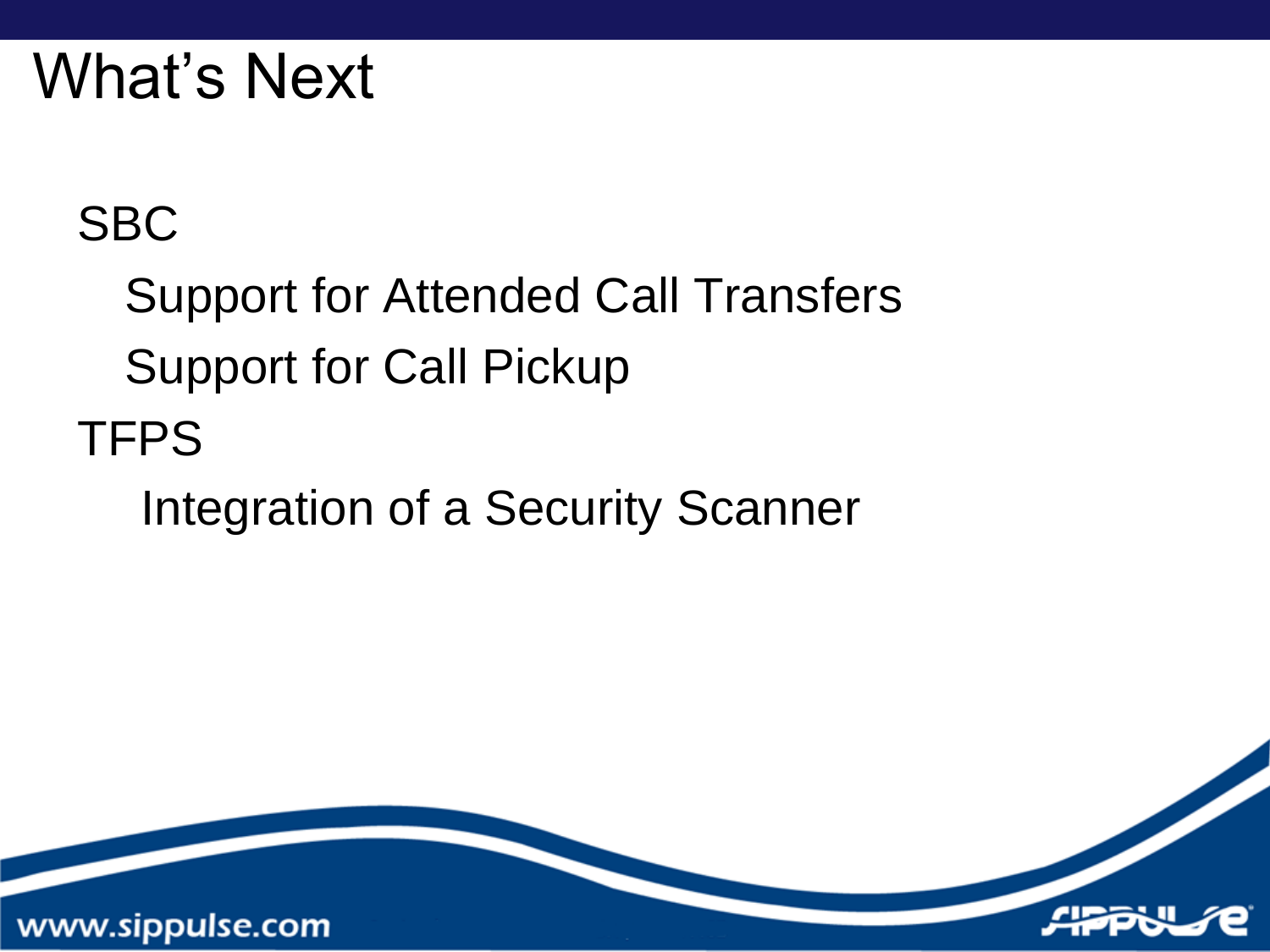# What's Next

- SBC
  - Support for Attended Call Transfers
  - Support for Call Pickup
- TFPS
  - Integration of a Security Scanner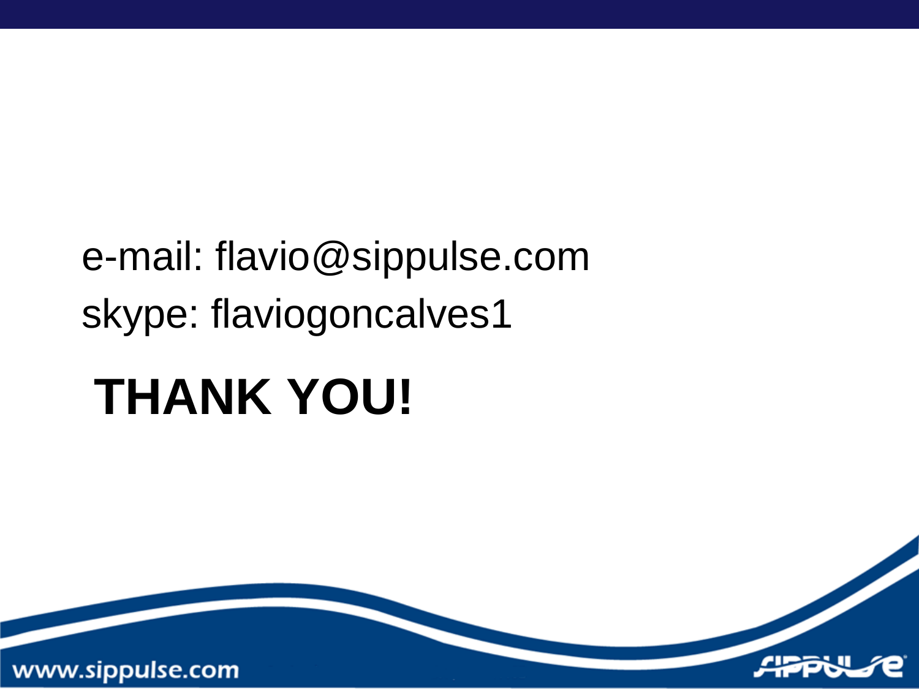e-mail: flavio@sippulse.com

skype: flaviogoncalves1

**THANK YOU!**